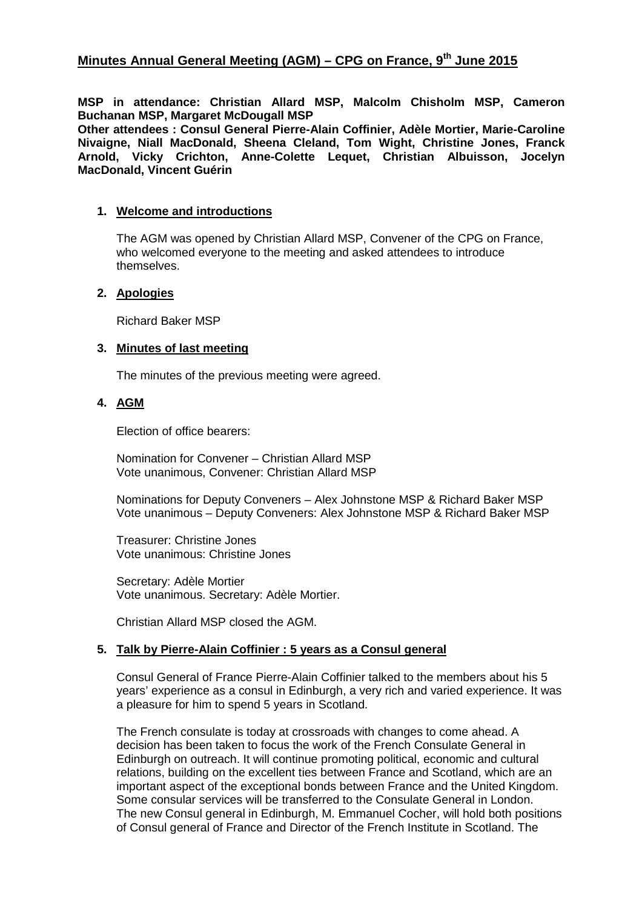# Minutes Annual General Meeting (AGM) – CPG on France, 9th June 2015

**MSP in attendance: Christian Allard MSP, Malcolm Chisholm MSP, Cameron Buchanan MSP, Margaret McDougall MSP**
**Other attendees : Consul General Pierre-Alain Coffinier, Adèle Mortier, Marie-Caroline Nivaigne, Niall MacDonald, Sheena Cleland, Tom Wight, Christine Jones, Franck Arnold, Vicky Crichton, Anne-Colette Lequet, Christian Albuisson, Jocelyn MacDonald, Vincent Guérin**

1. **Welcome and introductions**

   The AGM was opened by Christian Allard MSP, Convener of the CPG on France, who welcomed everyone to the meeting and asked attendees to introduce themselves.

2. **Apologies**

   Richard Baker MSP

3. **Minutes of last meeting**

   The minutes of the previous meeting were agreed.

4. **AGM**

   Election of office bearers:

   Nomination for Convener – Christian Allard MSP
   Vote unanimous, Convener: Christian Allard MSP

   Nominations for Deputy Conveners – Alex Johnstone MSP & Richard Baker MSP
   Vote unanimous – Deputy Conveners: Alex Johnstone MSP & Richard Baker MSP

   Treasurer: Christine Jones
   Vote unanimous: Christine Jones

   Secretary: Adèle Mortier
   Vote unanimous. Secretary: Adèle Mortier.

   Christian Allard MSP closed the AGM.

5. **Talk by Pierre-Alain Coffinier : 5 years as a Consul general**

   Consul General of France Pierre-Alain Coffinier talked to the members about his 5 years' experience as a consul in Edinburgh, a very rich and varied experience. It was a pleasure for him to spend 5 years in Scotland.

   The French consulate is today at crossroads with changes to come ahead. A decision has been taken to focus the work of the French Consulate General in Edinburgh on outreach. It will continue promoting political, economic and cultural relations, building on the excellent ties between France and Scotland, which are an important aspect of the exceptional bonds between France and the United Kingdom. Some consular services will be transferred to the Consulate General in London. The new Consul general in Edinburgh, M. Emmanuel Cocher, will hold both positions of Consul general of France and Director of the French Institute in Scotland. The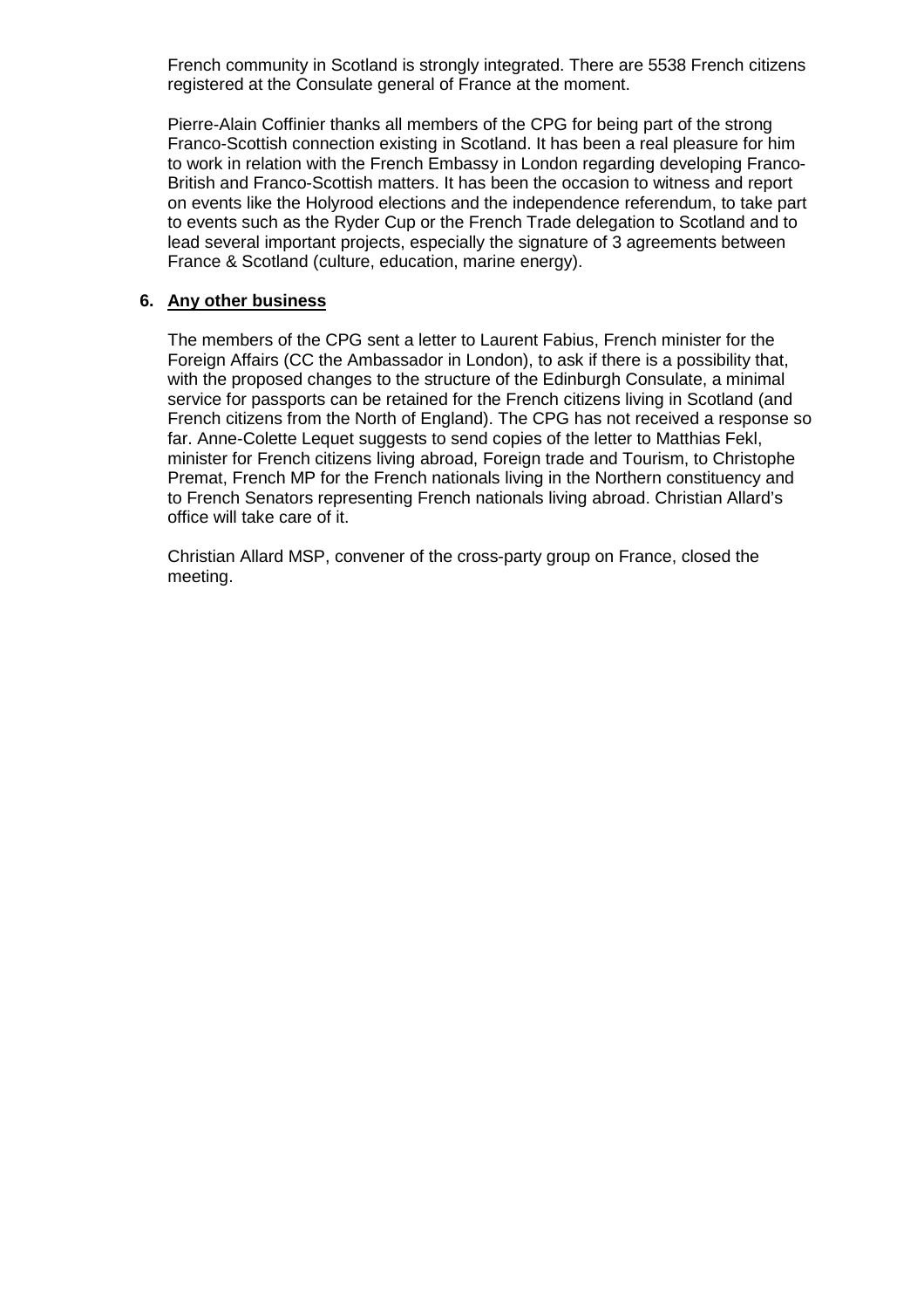French community in Scotland is strongly integrated. There are 5538 French citizens registered at the Consulate general of France at the moment.

Pierre-Alain Coffinier thanks all members of the CPG for being part of the strong Franco-Scottish connection existing in Scotland. It has been a real pleasure for him to work in relation with the French Embassy in London regarding developing Franco-British and Franco-Scottish matters. It has been the occasion to witness and report on events like the Holyrood elections and the independence referendum, to take part to events such as the Ryder Cup or the French Trade delegation to Scotland and to lead several important projects, especially the signature of 3 agreements between France & Scotland (culture, education, marine energy).

## 6. Any other business

The members of the CPG sent a letter to Laurent Fabius, French minister for the Foreign Affairs (CC the Ambassador in London), to ask if there is a possibility that, with the proposed changes to the structure of the Edinburgh Consulate, a minimal service for passports can be retained for the French citizens living in Scotland (and French citizens from the North of England). The CPG has not received a response so far. Anne-Colette Lequet suggests to send copies of the letter to Matthias Fekl, minister for French citizens living abroad, Foreign trade and Tourism, to Christophe Premat, French MP for the French nationals living in the Northern constituency and to French Senators representing French nationals living abroad. Christian Allard's office will take care of it.

Christian Allard MSP, convener of the cross-party group on France, closed the meeting.